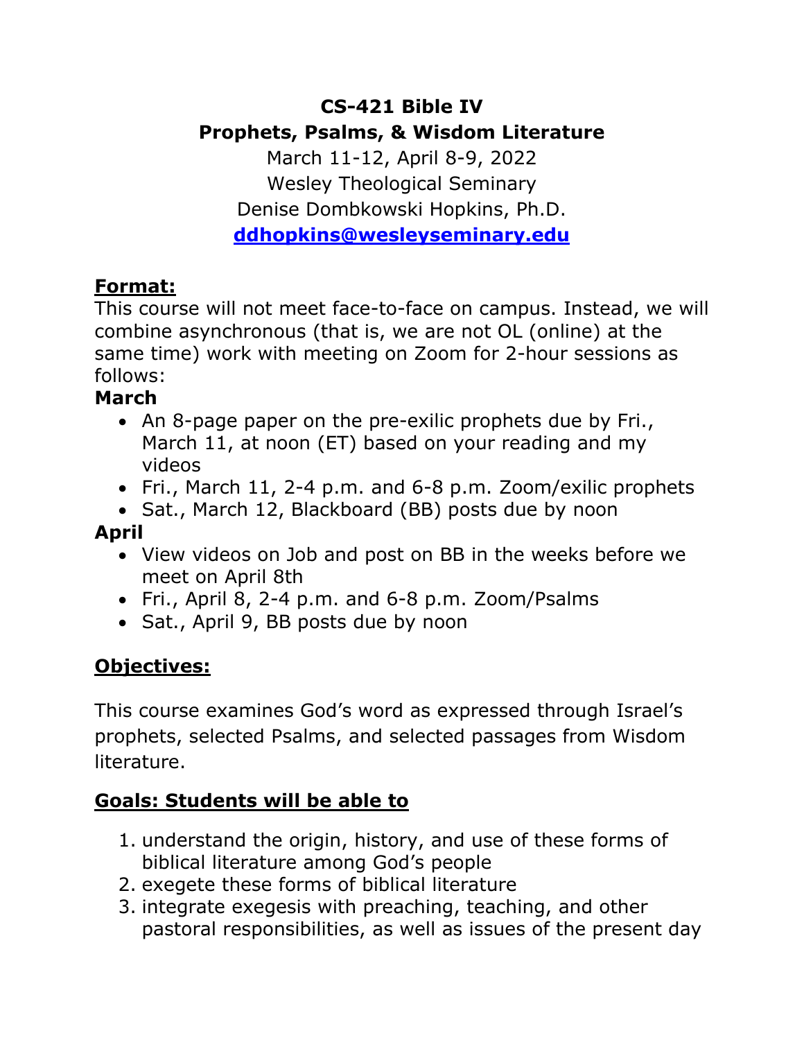# CS-421 Bible IV
## Prophets, Psalms, & Wisdom Literature

March 11-12, April 8-9, 2022
Wesley Theological Seminary
Denise Dombkowski Hopkins, Ph.D.
**ddhopkins@wesleyseminary.edu**

**Format:**

This course will not meet face-to-face on campus. Instead, we will combine asynchronous (that is, we are not OL (online) at the same time) work with meeting on Zoom for 2-hour sessions as follows:

**March**

- An 8-page paper on the pre-exilic prophets due by Fri., March 11, at noon (ET) based on your reading and my videos
- Fri., March 11, 2-4 p.m. and 6-8 p.m. Zoom/exilic prophets
- Sat., March 12, Blackboard (BB) posts due by noon

**April**

- View videos on Job and post on BB in the weeks before we meet on April 8th
- Fri., April 8, 2-4 p.m. and 6-8 p.m. Zoom/Psalms
- Sat., April 9, BB posts due by noon

**Objectives:**

This course examines God's word as expressed through Israel's prophets, selected Psalms, and selected passages from Wisdom literature.

**Goals: Students will be able to**

1. understand the origin, history, and use of these forms of biblical literature among God's people
2. exegete these forms of biblical literature
3. integrate exegesis with preaching, teaching, and other pastoral responsibilities, as well as issues of the present day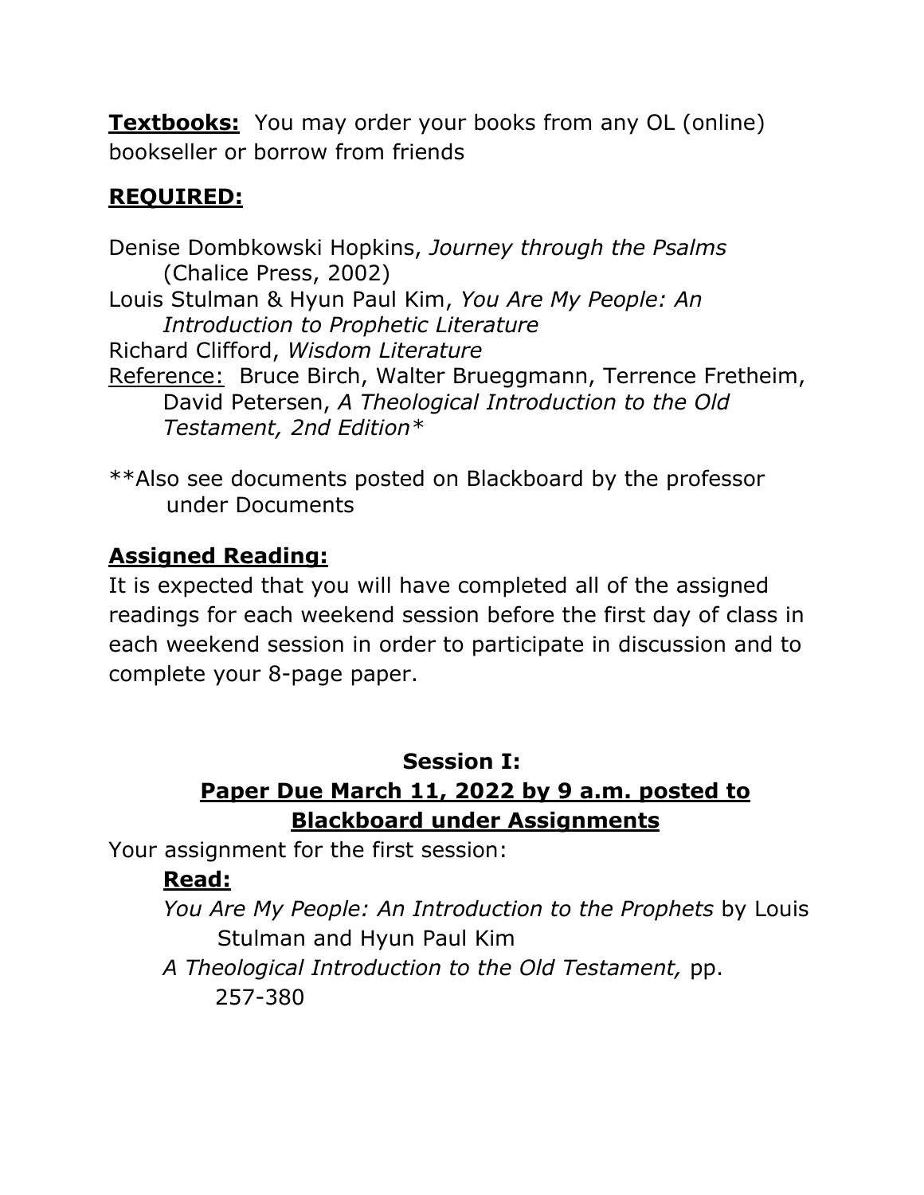**Textbooks:** You may order your books from any OL (online) bookseller or borrow from friends

**REQUIRED:**

Denise Dombkowski Hopkins, *Journey through the Psalms* (Chalice Press, 2002)
Louis Stulman & Hyun Paul Kim, *You Are My People: An Introduction to Prophetic Literature*
Richard Clifford, *Wisdom Literature*
Reference: Bruce Birch, Walter Brueggmann, Terrence Fretheim, David Petersen, *A Theological Introduction to the Old Testament, 2nd Edition**

**Also see documents posted on Blackboard by the professor under Documents

**Assigned Reading:**

It is expected that you will have completed all of the assigned readings for each weekend session before the first day of class in each weekend session in order to participate in discussion and to complete your 8-page paper.

**Session I:**

**Paper Due March 11, 2022 by 9 a.m. posted to Blackboard under Assignments**

Your assignment for the first session:

**Read:**

*You Are My People: An Introduction to the Prophets* by Louis Stulman and Hyun Paul Kim
*A Theological Introduction to the Old Testament,* pp. 257-380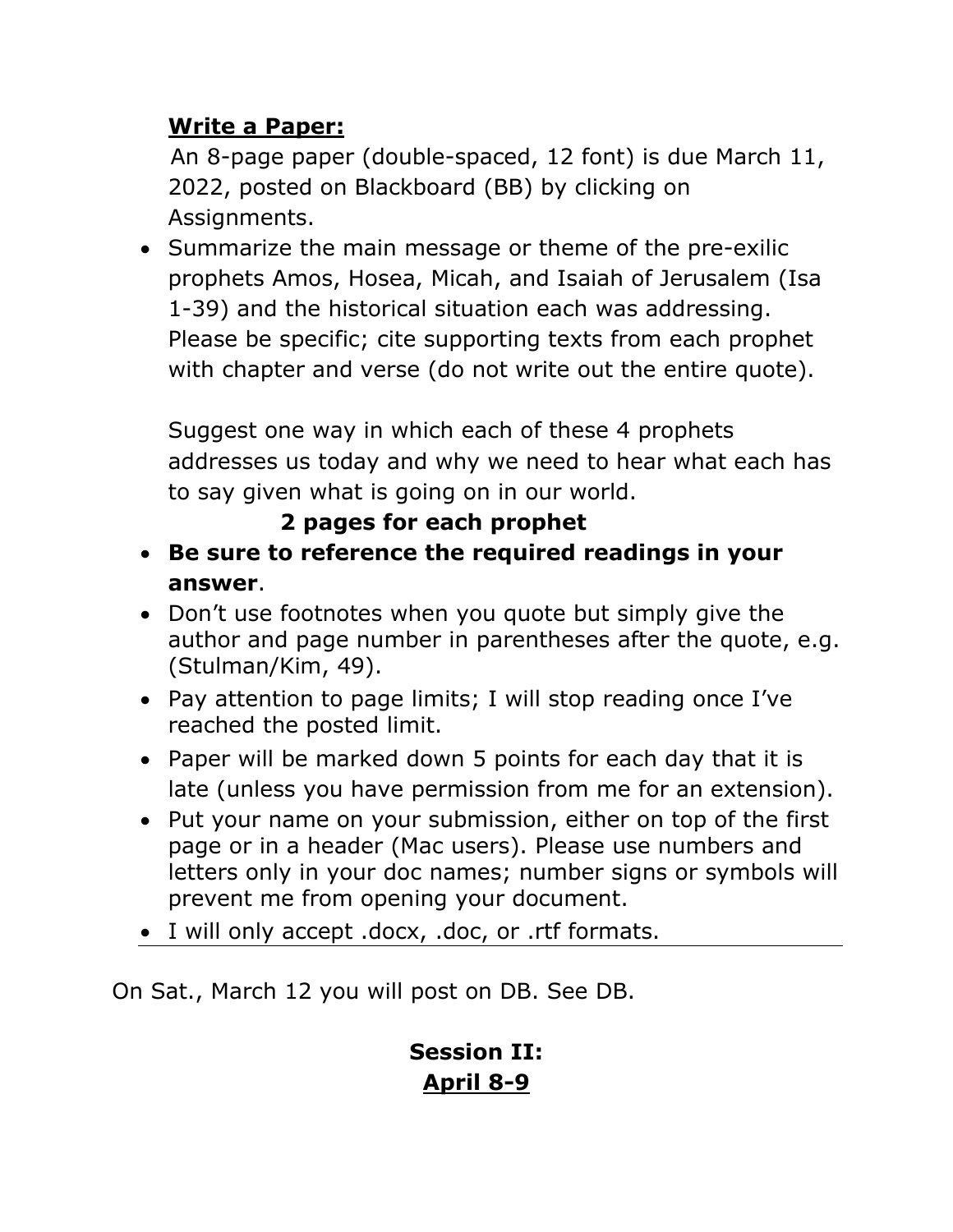**<u>Write a Paper:</u>**

An 8-page paper (double-spaced, 12 font) is due March 11, 2022, posted on Blackboard (BB) by clicking on Assignments.

- Summarize the main message or theme of the pre-exilic prophets Amos, Hosea, Micah, and Isaiah of Jerusalem (Isa 1-39) and the historical situation each was addressing. Please be specific; cite supporting texts from each prophet with chapter and verse (do not write out the entire quote).

  Suggest one way in which each of these 4 prophets addresses us today and why we need to hear what each has to say given what is going on in our world.

  **2 pages for each prophet**

- **Be sure to reference the required readings in your answer**.
- Don't use footnotes when you quote but simply give the author and page number in parentheses after the quote, e.g. (Stulman/Kim, 49).
- Pay attention to page limits; I will stop reading once I've reached the posted limit.
- Paper will be marked down 5 points for each day that it is late (unless you have permission from me for an extension).
- Put your name on your submission, either on top of the first page or in a header (Mac users). Please use numbers and letters only in your doc names; number signs or symbols will prevent me from opening your document.
- I will only accept .docx, .doc, or .rtf formats.

---

On Sat., March 12 you will post on DB. See DB.

**Session II:**
**<u>April 8-9</u>**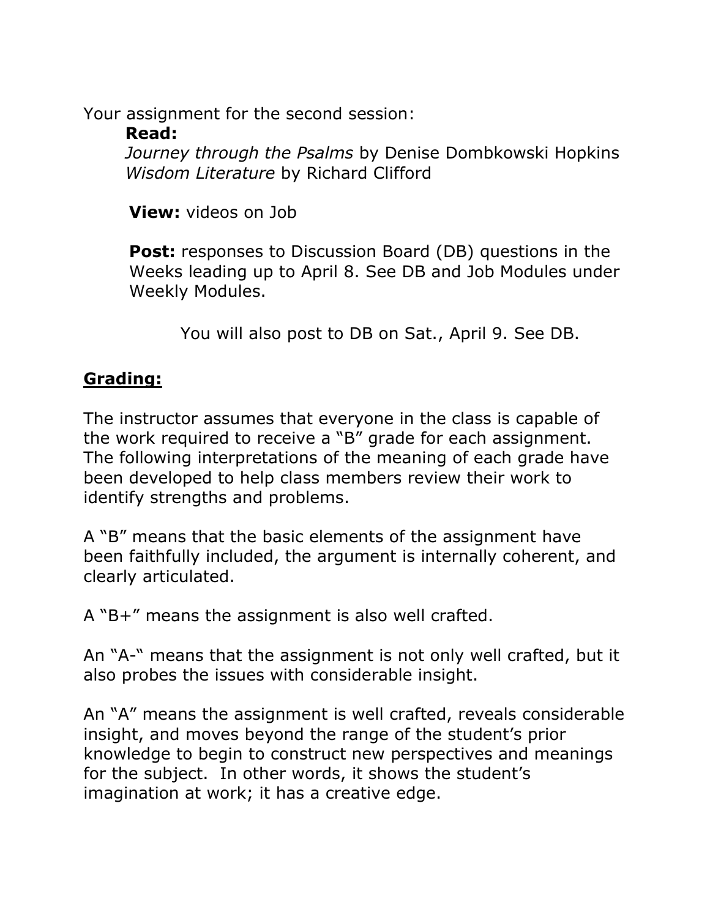Your assignment for the second session:

**Read:**

*Journey through the Psalms* by Denise Dombkowski Hopkins
*Wisdom Literature* by Richard Clifford

**View:** videos on Job

**Post:** responses to Discussion Board (DB) questions in the Weeks leading up to April 8. See DB and Job Modules under Weekly Modules.

You will also post to DB on Sat., April 9. See DB.

## <u>Grading:</u>

The instructor assumes that everyone in the class is capable of the work required to receive a "B" grade for each assignment. The following interpretations of the meaning of each grade have been developed to help class members review their work to identify strengths and problems.

A "B" means that the basic elements of the assignment have been faithfully included, the argument is internally coherent, and clearly articulated.

A "B+" means the assignment is also well crafted.

An "A-" means that the assignment is not only well crafted, but it also probes the issues with considerable insight.

An "A" means the assignment is well crafted, reveals considerable insight, and moves beyond the range of the student's prior knowledge to begin to construct new perspectives and meanings for the subject. In other words, it shows the student's imagination at work; it has a creative edge.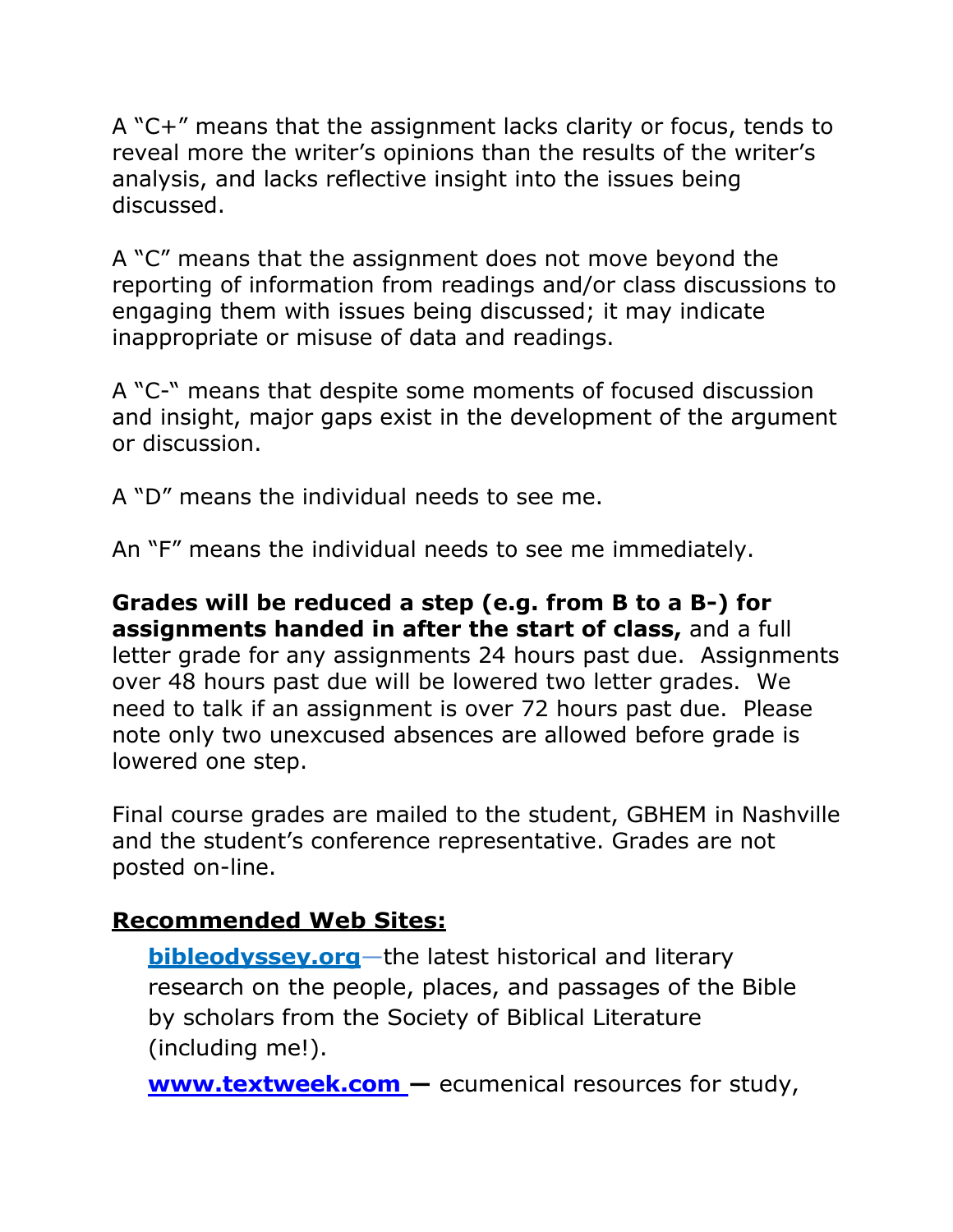A "C+" means that the assignment lacks clarity or focus, tends to reveal more the writer's opinions than the results of the writer's analysis, and lacks reflective insight into the issues being discussed.

A "C" means that the assignment does not move beyond the reporting of information from readings and/or class discussions to engaging them with issues being discussed; it may indicate inappropriate or misuse of data and readings.

A "C-" means that despite some moments of focused discussion and insight, major gaps exist in the development of the argument or discussion.

A "D" means the individual needs to see me.

An "F" means the individual needs to see me immediately.

**Grades will be reduced a step (e.g. from B to a B-) for assignments handed in after the start of class,** and a full letter grade for any assignments 24 hours past due. Assignments over 48 hours past due will be lowered two letter grades. We need to talk if an assignment is over 72 hours past due. Please note only two unexcused absences are allowed before grade is lowered one step.

Final course grades are mailed to the student, GBHEM in Nashville and the student's conference representative. Grades are not posted on-line.

## Recommended Web Sites:

**bibleodyssey.org**—the latest historical and literary research on the people, places, and passages of the Bible by scholars from the Society of Biblical Literature (including me!).

**www.textweek.com** — ecumenical resources for study,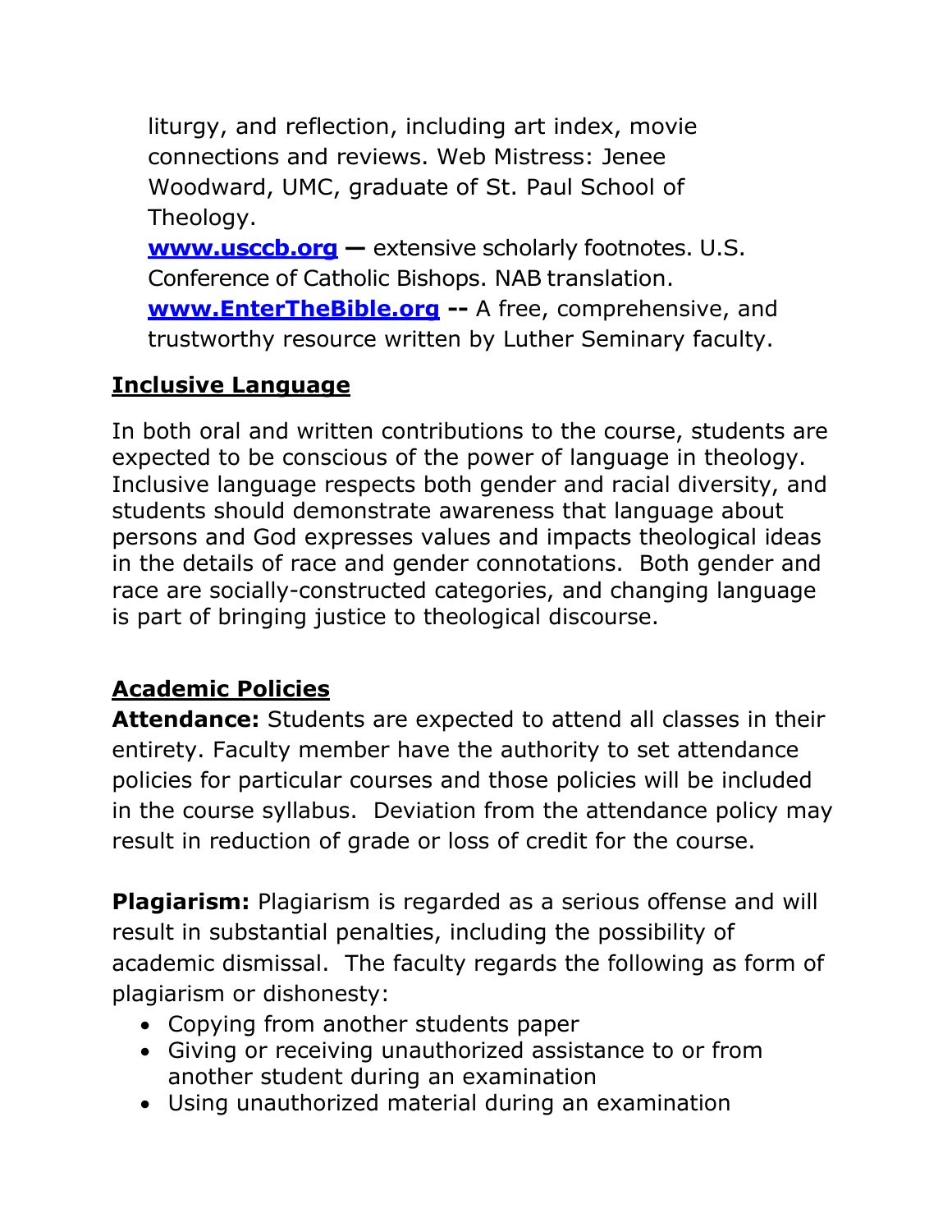liturgy, and reflection, including art index, movie connections and reviews. Web Mistress: Jenee Woodward, UMC, graduate of St. Paul School of Theology.

**www.usccb.org —** extensive scholarly footnotes. U.S. Conference of Catholic Bishops. NAB translation.

**www.EnterTheBible.org --** A free, comprehensive, and trustworthy resource written by Luther Seminary faculty.

## Inclusive Language

In both oral and written contributions to the course, students are expected to be conscious of the power of language in theology. Inclusive language respects both gender and racial diversity, and students should demonstrate awareness that language about persons and God expresses values and impacts theological ideas in the details of race and gender connotations. Both gender and race are socially-constructed categories, and changing language is part of bringing justice to theological discourse.

## Academic Policies

**Attendance:** Students are expected to attend all classes in their entirety. Faculty member have the authority to set attendance policies for particular courses and those policies will be included in the course syllabus. Deviation from the attendance policy may result in reduction of grade or loss of credit for the course.

**Plagiarism:** Plagiarism is regarded as a serious offense and will result in substantial penalties, including the possibility of academic dismissal. The faculty regards the following as form of plagiarism or dishonesty:

- Copying from another students paper
- Giving or receiving unauthorized assistance to or from another student during an examination
- Using unauthorized material during an examination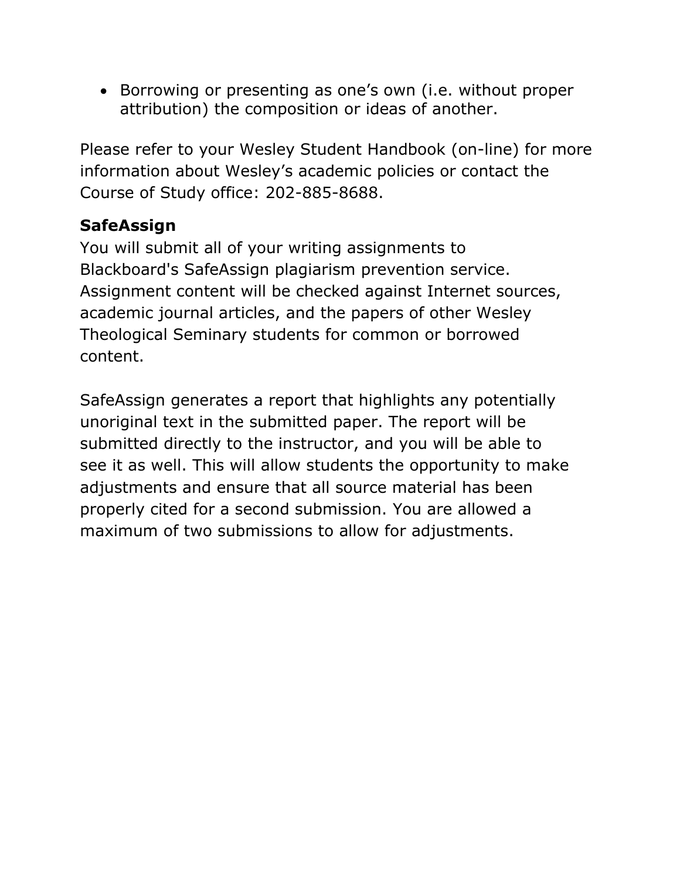- Borrowing or presenting as one’s own (i.e. without proper attribution) the composition or ideas of another.

Please refer to your Wesley Student Handbook (on-line) for more information about Wesley’s academic policies or contact the Course of Study office: 202-885-8688.

**SafeAssign**

You will submit all of your writing assignments to Blackboard's SafeAssign plagiarism prevention service. Assignment content will be checked against Internet sources, academic journal articles, and the papers of other Wesley Theological Seminary students for common or borrowed content.

SafeAssign generates a report that highlights any potentially unoriginal text in the submitted paper. The report will be submitted directly to the instructor, and you will be able to see it as well. This will allow students the opportunity to make adjustments and ensure that all source material has been properly cited for a second submission. You are allowed a maximum of two submissions to allow for adjustments.